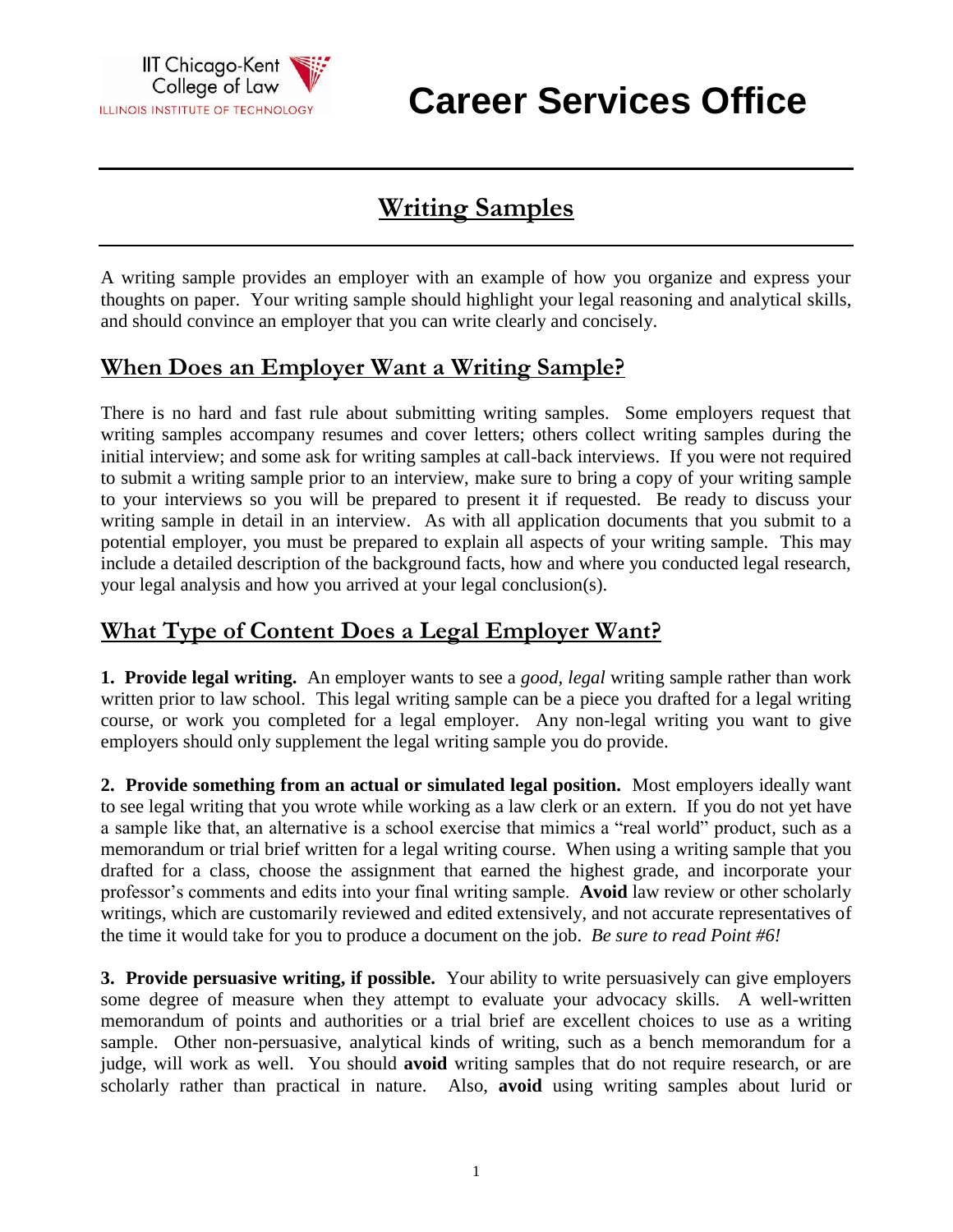IIT Chicago-Kent College of Law
ILLINOIS INSTITUTE OF TECHNOLOGY

# Career Services Office

## Writing Samples

A writing sample provides an employer with an example of how you organize and express your thoughts on paper. Your writing sample should highlight your legal reasoning and analytical skills, and should convince an employer that you can write clearly and concisely.

## When Does an Employer Want a Writing Sample?

There is no hard and fast rule about submitting writing samples. Some employers request that writing samples accompany resumes and cover letters; others collect writing samples during the initial interview; and some ask for writing samples at call-back interviews. If you were not required to submit a writing sample prior to an interview, make sure to bring a copy of your writing sample to your interviews so you will be prepared to present it if requested. Be ready to discuss your writing sample in detail in an interview. As with all application documents that you submit to a potential employer, you must be prepared to explain all aspects of your writing sample. This may include a detailed description of the background facts, how and where you conducted legal research, your legal analysis and how you arrived at your legal conclusion(s).

## What Type of Content Does a Legal Employer Want?

**1. Provide legal writing.** An employer wants to see a *good, legal* writing sample rather than work written prior to law school. This legal writing sample can be a piece you drafted for a legal writing course, or work you completed for a legal employer. Any non-legal writing you want to give employers should only supplement the legal writing sample you do provide.

**2. Provide something from an actual or simulated legal position.** Most employers ideally want to see legal writing that you wrote while working as a law clerk or an extern. If you do not yet have a sample like that, an alternative is a school exercise that mimics a "real world" product, such as a memorandum or trial brief written for a legal writing course. When using a writing sample that you drafted for a class, choose the assignment that earned the highest grade, and incorporate your professor's comments and edits into your final writing sample. **Avoid** law review or other scholarly writings, which are customarily reviewed and edited extensively, and not accurate representatives of the time it would take for you to produce a document on the job. *Be sure to read Point #6!*

**3. Provide persuasive writing, if possible.** Your ability to write persuasively can give employers some degree of measure when they attempt to evaluate your advocacy skills. A well-written memorandum of points and authorities or a trial brief are excellent choices to use as a writing sample. Other non-persuasive, analytical kinds of writing, such as a bench memorandum for a judge, will work as well. You should **avoid** writing samples that do not require research, or are scholarly rather than practical in nature. Also, **avoid** using writing samples about lurid or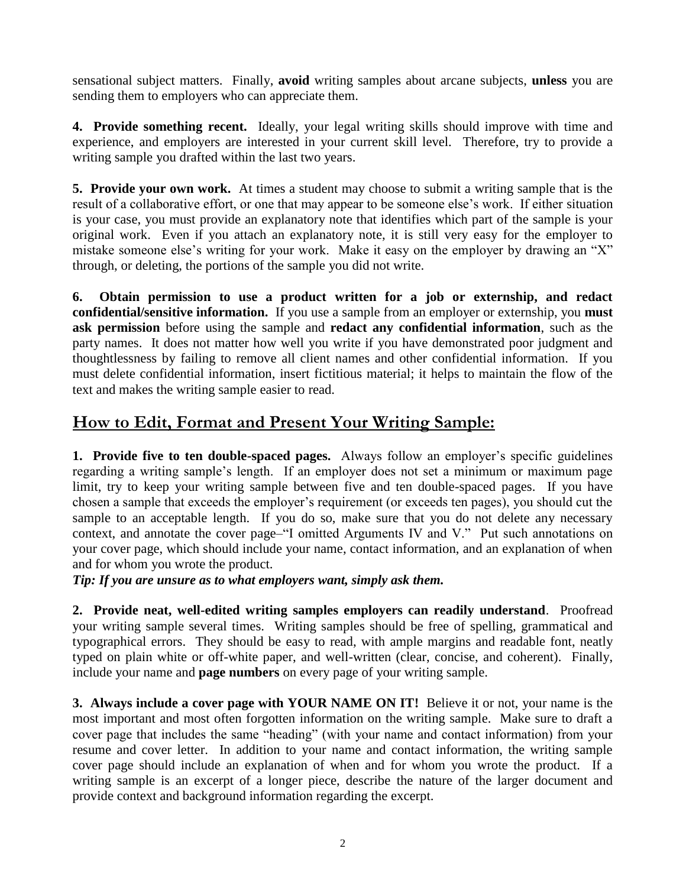sensational subject matters. Finally, **avoid** writing samples about arcane subjects, **unless** you are sending them to employers who can appreciate them.

**4. Provide something recent.** Ideally, your legal writing skills should improve with time and experience, and employers are interested in your current skill level. Therefore, try to provide a writing sample you drafted within the last two years.

**5. Provide your own work.** At times a student may choose to submit a writing sample that is the result of a collaborative effort, or one that may appear to be someone else's work. If either situation is your case, you must provide an explanatory note that identifies which part of the sample is your original work. Even if you attach an explanatory note, it is still very easy for the employer to mistake someone else's writing for your work. Make it easy on the employer by drawing an "X" through, or deleting, the portions of the sample you did not write.

**6. Obtain permission to use a product written for a job or externship, and redact confidential/sensitive information.** If you use a sample from an employer or externship, you **must ask permission** before using the sample and **redact any confidential information**, such as the party names. It does not matter how well you write if you have demonstrated poor judgment and thoughtlessness by failing to remove all client names and other confidential information. If you must delete confidential information, insert fictitious material; it helps to maintain the flow of the text and makes the writing sample easier to read.

## How to Edit, Format and Present Your Writing Sample:

**1. Provide five to ten double-spaced pages.** Always follow an employer's specific guidelines regarding a writing sample's length. If an employer does not set a minimum or maximum page limit, try to keep your writing sample between five and ten double-spaced pages. If you have chosen a sample that exceeds the employer's requirement (or exceeds ten pages), you should cut the sample to an acceptable length. If you do so, make sure that you do not delete any necessary context, and annotate the cover page–"I omitted Arguments IV and V." Put such annotations on your cover page, which should include your name, contact information, and an explanation of when and for whom you wrote the product.

***Tip: If you are unsure as to what employers want, simply ask them.***

**2. Provide neat, well-edited writing samples employers can readily understand**. Proofread your writing sample several times. Writing samples should be free of spelling, grammatical and typographical errors. They should be easy to read, with ample margins and readable font, neatly typed on plain white or off-white paper, and well-written (clear, concise, and coherent). Finally, include your name and **page numbers** on every page of your writing sample.

**3. Always include a cover page with YOUR NAME ON IT!** Believe it or not, your name is the most important and most often forgotten information on the writing sample. Make sure to draft a cover page that includes the same "heading" (with your name and contact information) from your resume and cover letter. In addition to your name and contact information, the writing sample cover page should include an explanation of when and for whom you wrote the product. If a writing sample is an excerpt of a longer piece, describe the nature of the larger document and provide context and background information regarding the excerpt.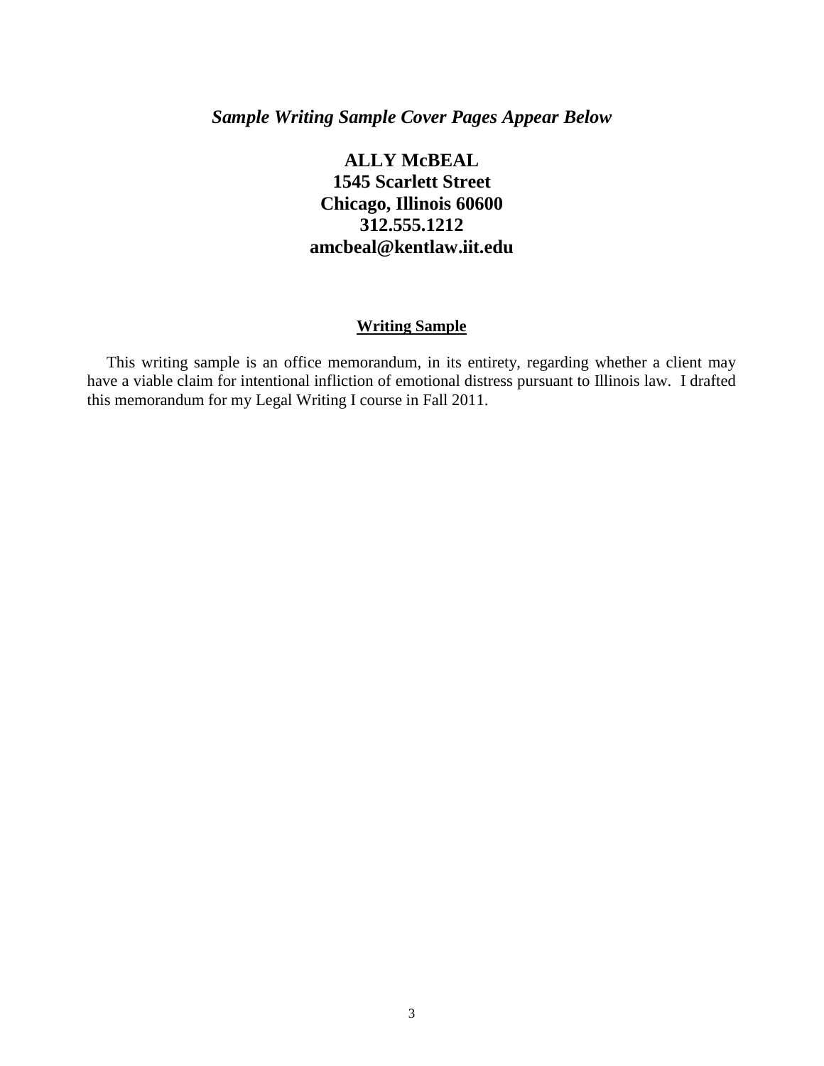***Sample Writing Sample Cover Pages Appear Below***

**ALLY McBEAL**
**1545 Scarlett Street**
**Chicago, Illinois 60600**
**312.555.1212**
**amcbeal@kentlaw.iit.edu**

**Writing Sample**

This writing sample is an office memorandum, in its entirety, regarding whether a client may have a viable claim for intentional infliction of emotional distress pursuant to Illinois law. I drafted this memorandum for my Legal Writing I course in Fall 2011.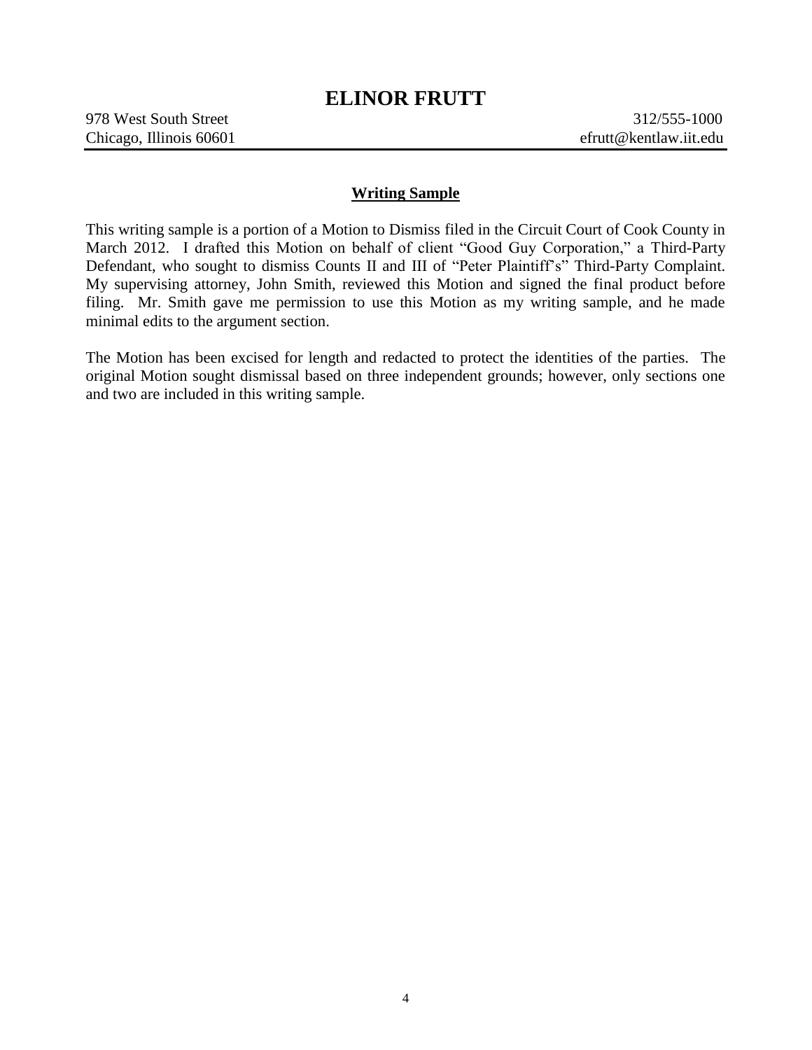# ELINOR FRUTT

978 West South Street  
Chicago, Illinois 60601

312/555-1000  
efrutt@kentlaw.iit.edu

---

**Writing Sample**

This writing sample is a portion of a Motion to Dismiss filed in the Circuit Court of Cook County in March 2012. I drafted this Motion on behalf of client "Good Guy Corporation," a Third-Party Defendant, who sought to dismiss Counts II and III of "Peter Plaintiff's" Third-Party Complaint. My supervising attorney, John Smith, reviewed this Motion and signed the final product before filing. Mr. Smith gave me permission to use this Motion as my writing sample, and he made minimal edits to the argument section.

The Motion has been excised for length and redacted to protect the identities of the parties. The original Motion sought dismissal based on three independent grounds; however, only sections one and two are included in this writing sample.